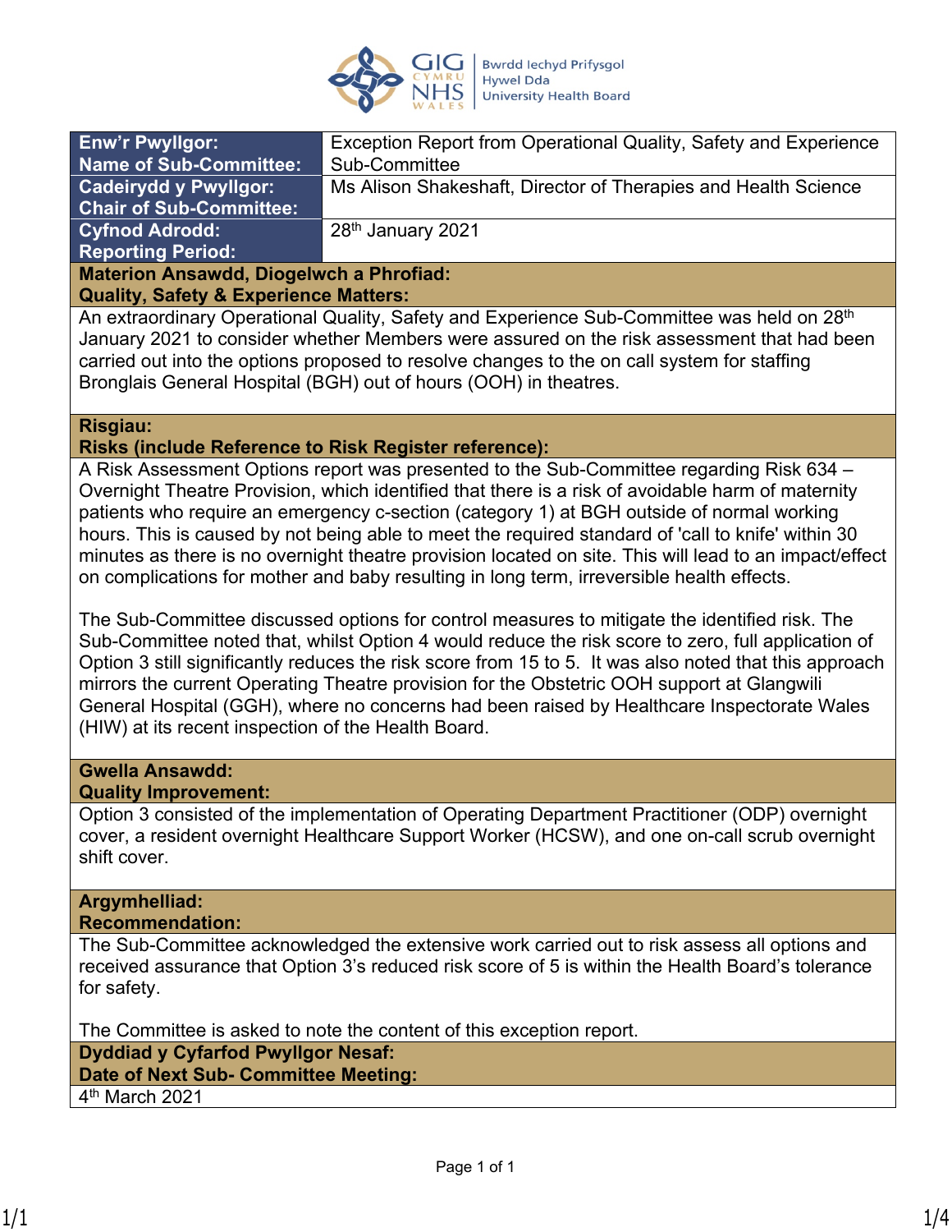| | |
|---|---|
| **Enw'r Pwyllgor: Name of Sub-Committee:** | Exception Report from Operational Quality, Safety and Experience Sub-Committee |
| **Cadeirydd y Pwyllgor: Chair of Sub-Committee:** | Ms Alison Shakeshaft, Director of Therapies and Health Science |
| **Cyfnod Adrodd: Reporting Period:** | 28th January 2021 |

**Materion Ansawdd, Diogelwch a Phrofiad:**
**Quality, Safety & Experience Matters:**

An extraordinary Operational Quality, Safety and Experience Sub-Committee was held on 28th January 2021 to consider whether Members were assured on the risk assessment that had been carried out into the options proposed to resolve changes to the on call system for staffing Bronglais General Hospital (BGH) out of hours (OOH) in theatres.

**Risgiau:**
**Risks (include Reference to Risk Register reference):**

A Risk Assessment Options report was presented to the Sub-Committee regarding Risk 634 – Overnight Theatre Provision, which identified that there is a risk of avoidable harm of maternity patients who require an emergency c-section (category 1) at BGH outside of normal working hours. This is caused by not being able to meet the required standard of 'call to knife' within 30 minutes as there is no overnight theatre provision located on site. This will lead to an impact/effect on complications for mother and baby resulting in long term, irreversible health effects.

The Sub-Committee discussed options for control measures to mitigate the identified risk. The Sub-Committee noted that, whilst Option 4 would reduce the risk score to zero, full application of Option 3 still significantly reduces the risk score from 15 to 5. It was also noted that this approach mirrors the current Operating Theatre provision for the Obstetric OOH support at Glangwili General Hospital (GGH), where no concerns had been raised by Healthcare Inspectorate Wales (HIW) at its recent inspection of the Health Board.

**Gwella Ansawdd:**
**Quality Improvement:**

Option 3 consisted of the implementation of Operating Department Practitioner (ODP) overnight cover, a resident overnight Healthcare Support Worker (HCSW), and one on-call scrub overnight shift cover.

**Argymhelliad:**
**Recommendation:**

The Sub-Committee acknowledged the extensive work carried out to risk assess all options and received assurance that Option 3's reduced risk score of 5 is within the Health Board's tolerance for safety.

The Committee is asked to note the content of this exception report.

**Dyddiad y Cyfarfod Pwyllgor Nesaf:**
**Date of Next Sub- Committee Meeting:**

4th March 2021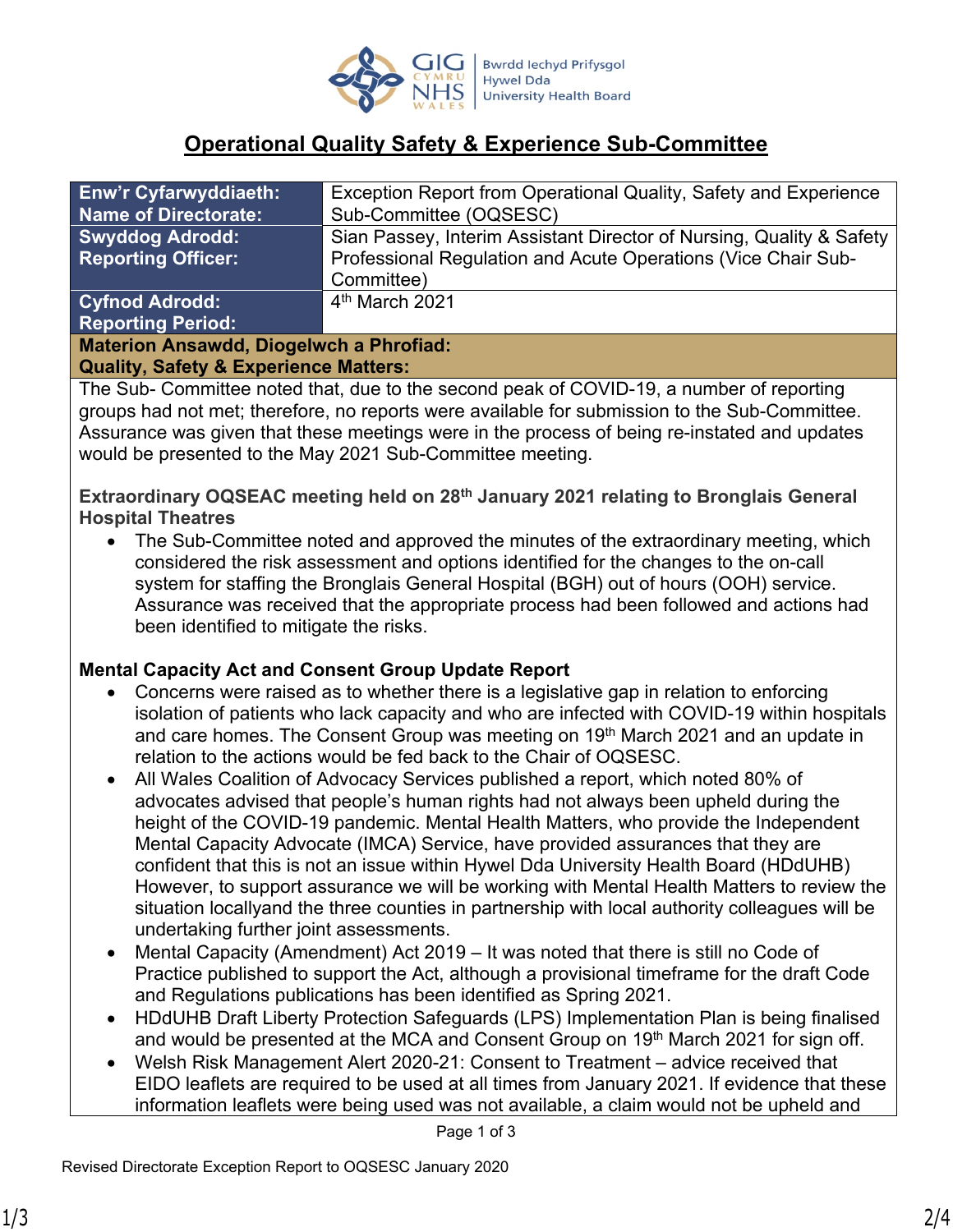## Operational Quality Safety & Experience Sub-Committee

| Enw'r Cyfarwyddiaeth: Name of Directorate: | Exception Report from Operational Quality, Safety and Experience Sub-Committee (OQSESC) |
|---|---|
| **Swyddog Adrodd: Reporting Officer:** | Sian Passey, Interim Assistant Director of Nursing, Quality & Safety Professional Regulation and Acute Operations (Vice Chair Sub-Committee) |
| **Cyfnod Adrodd: Reporting Period:** | 4th March 2021 |

**Materion Ansawdd, Diogelwch a Phrofiad:**
**Quality, Safety & Experience Matters:**

The Sub- Committee noted that, due to the second peak of COVID-19, a number of reporting groups had not met; therefore, no reports were available for submission to the Sub-Committee. Assurance was given that these meetings were in the process of being re-instated and updates would be presented to the May 2021 Sub-Committee meeting.

**Extraordinary OQSEAC meeting held on 28th January 2021 relating to Bronglais General Hospital Theatres**

- The Sub-Committee noted and approved the minutes of the extraordinary meeting, which considered the risk assessment and options identified for the changes to the on-call system for staffing the Bronglais General Hospital (BGH) out of hours (OOH) service. Assurance was received that the appropriate process had been followed and actions had been identified to mitigate the risks.

**Mental Capacity Act and Consent Group Update Report**

- Concerns were raised as to whether there is a legislative gap in relation to enforcing isolation of patients who lack capacity and who are infected with COVID-19 within hospitals and care homes. The Consent Group was meeting on 19th March 2021 and an update in relation to the actions would be fed back to the Chair of OQSESC.
- All Wales Coalition of Advocacy Services published a report, which noted 80% of advocates advised that people's human rights had not always been upheld during the height of the COVID-19 pandemic. Mental Health Matters, who provide the Independent Mental Capacity Advocate (IMCA) Service, have provided assurances that they are confident that this is not an issue within Hywel Dda University Health Board (HDdUHB) However, to support assurance we will be working with Mental Health Matters to review the situation locallyand the three counties in partnership with local authority colleagues will be undertaking further joint assessments.
- Mental Capacity (Amendment) Act 2019 – It was noted that there is still no Code of Practice published to support the Act, although a provisional timeframe for the draft Code and Regulations publications has been identified as Spring 2021.
- HDdUHB Draft Liberty Protection Safeguards (LPS) Implementation Plan is being finalised and would be presented at the MCA and Consent Group on 19th March 2021 for sign off.
- Welsh Risk Management Alert 2020-21: Consent to Treatment – advice received that EIDO leaflets are required to be used at all times from January 2021. If evidence that these information leaflets were being used was not available, a claim would not be upheld and

Revised Directorate Exception Report to OQSESC January 2020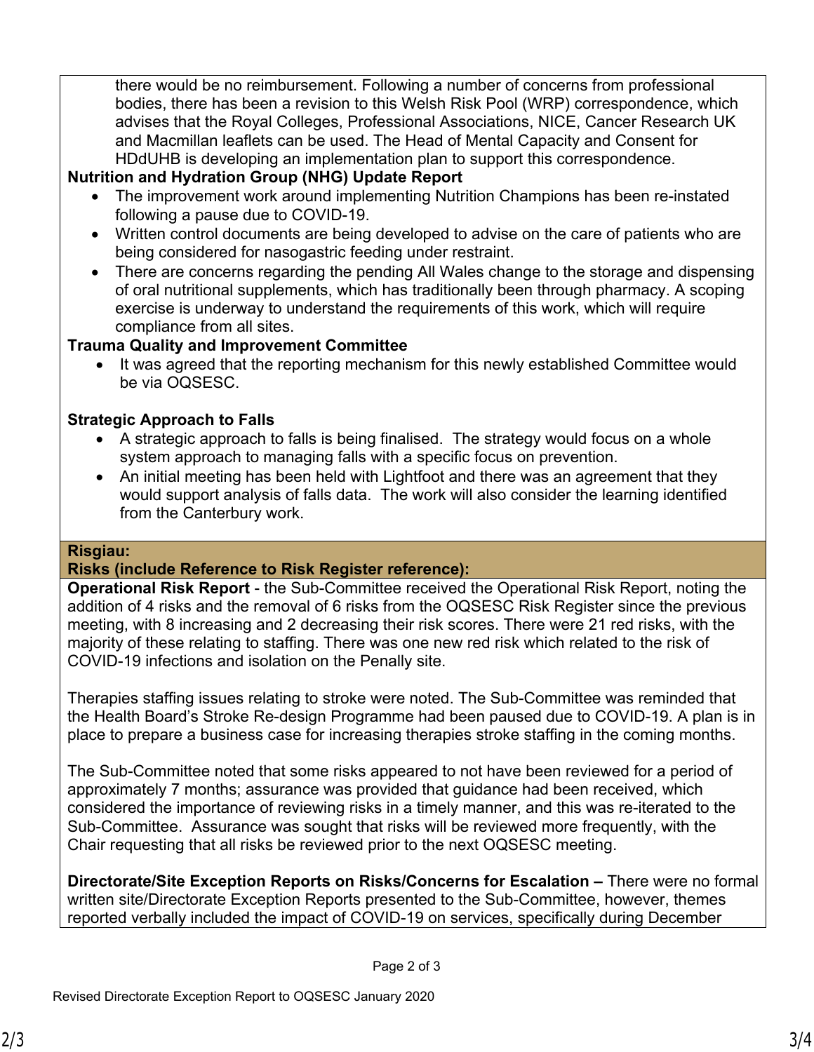there would be no reimbursement. Following a number of concerns from professional bodies, there has been a revision to this Welsh Risk Pool (WRP) correspondence, which advises that the Royal Colleges, Professional Associations, NICE, Cancer Research UK and Macmillan leaflets can be used. The Head of Mental Capacity and Consent for HDdUHB is developing an implementation plan to support this correspondence.

**Nutrition and Hydration Group (NHG) Update Report**

- The improvement work around implementing Nutrition Champions has been re-instated following a pause due to COVID-19.
- Written control documents are being developed to advise on the care of patients who are being considered for nasogastric feeding under restraint.
- There are concerns regarding the pending All Wales change to the storage and dispensing of oral nutritional supplements, which has traditionally been through pharmacy. A scoping exercise is underway to understand the requirements of this work, which will require compliance from all sites.

**Trauma Quality and Improvement Committee**

- It was agreed that the reporting mechanism for this newly established Committee would be via OQSESC.

**Strategic Approach to Falls**

- A strategic approach to falls is being finalised. The strategy would focus on a whole system approach to managing falls with a specific focus on prevention.
- An initial meeting has been held with Lightfoot and there was an agreement that they would support analysis of falls data. The work will also consider the learning identified from the Canterbury work.

**Risgiau:**
**Risks (include Reference to Risk Register reference):**

**Operational Risk Report** - the Sub-Committee received the Operational Risk Report, noting the addition of 4 risks and the removal of 6 risks from the OQSESC Risk Register since the previous meeting, with 8 increasing and 2 decreasing their risk scores. There were 21 red risks, with the majority of these relating to staffing. There was one new red risk which related to the risk of COVID-19 infections and isolation on the Penally site.

Therapies staffing issues relating to stroke were noted. The Sub-Committee was reminded that the Health Board's Stroke Re-design Programme had been paused due to COVID-19. A plan is in place to prepare a business case for increasing therapies stroke staffing in the coming months.

The Sub-Committee noted that some risks appeared to not have been reviewed for a period of approximately 7 months; assurance was provided that guidance had been received, which considered the importance of reviewing risks in a timely manner, and this was re-iterated to the Sub-Committee. Assurance was sought that risks will be reviewed more frequently, with the Chair requesting that all risks be reviewed prior to the next OQSESC meeting.

**Directorate/Site Exception Reports on Risks/Concerns for Escalation –** There were no formal written site/Directorate Exception Reports presented to the Sub-Committee, however, themes reported verbally included the impact of COVID-19 on services, specifically during December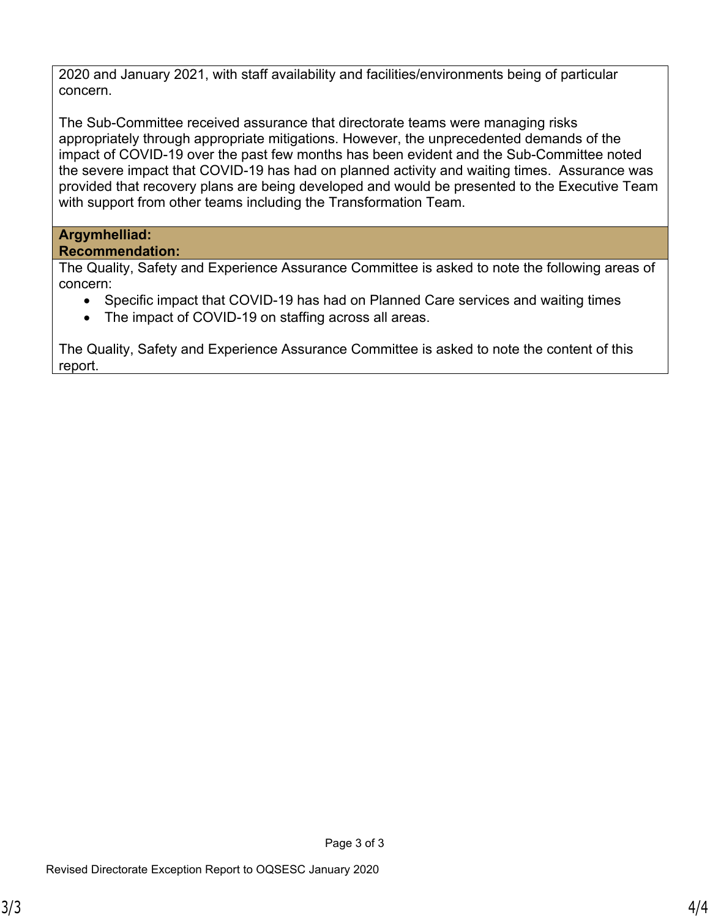2020 and January 2021, with staff availability and facilities/environments being of particular concern.

The Sub-Committee received assurance that directorate teams were managing risks appropriately through appropriate mitigations. However, the unprecedented demands of the impact of COVID-19 over the past few months has been evident and the Sub-Committee noted the severe impact that COVID-19 has had on planned activity and waiting times. Assurance was provided that recovery plans are being developed and would be presented to the Executive Team with support from other teams including the Transformation Team.

**Argymhelliad:**
**Recommendation:**

The Quality, Safety and Experience Assurance Committee is asked to note the following areas of concern:

- Specific impact that COVID-19 has had on Planned Care services and waiting times
- The impact of COVID-19 on staffing across all areas.

The Quality, Safety and Experience Assurance Committee is asked to note the content of this report.